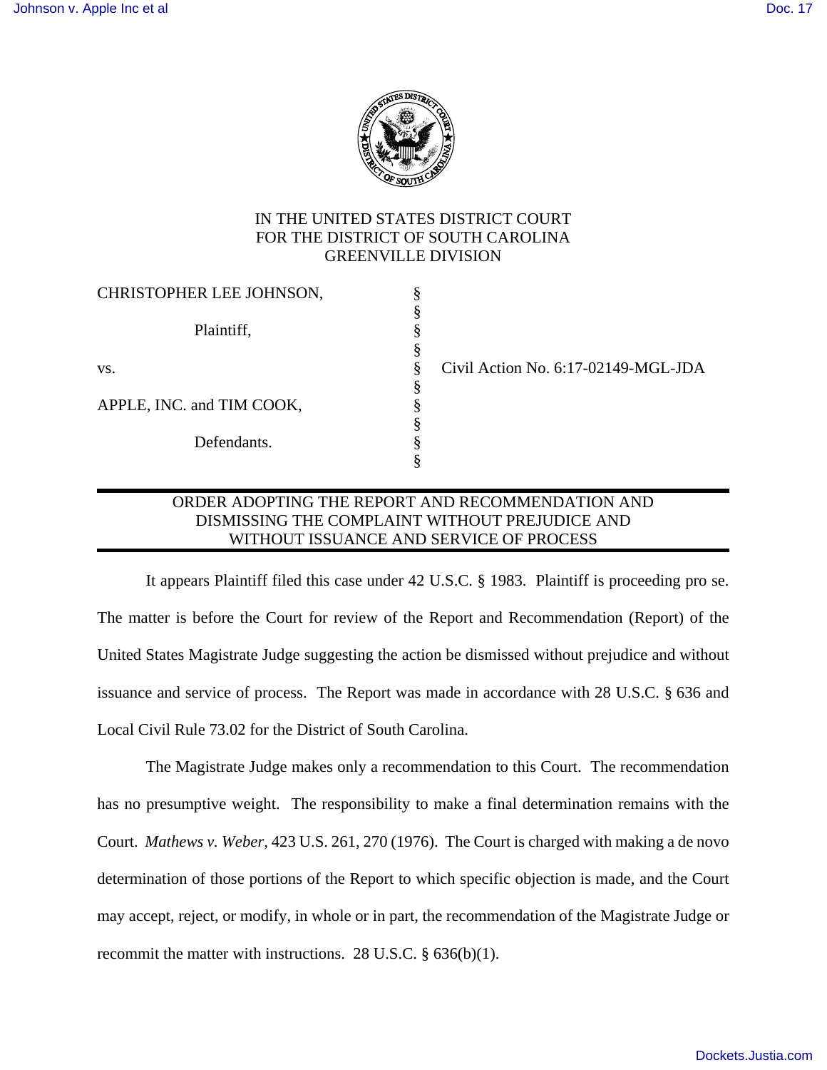IN THE UNITED STATES DISTRICT COURT
FOR THE DISTRICT OF SOUTH CAROLINA
GREENVILLE DIVISION

| | | |
|---|---|---|
| CHRISTOPHER LEE JOHNSON, | § | |
| Plaintiff, | § | |
| vs. | § | Civil Action No. 6:17-02149-MGL-JDA |
| APPLE, INC. and TIM COOK, | § | |
| Defendants. | § | |

## ORDER ADOPTING THE REPORT AND RECOMMENDATION AND DISMISSING THE COMPLAINT WITHOUT PREJUDICE AND WITHOUT ISSUANCE AND SERVICE OF PROCESS

It appears Plaintiff filed this case under 42 U.S.C. § 1983. Plaintiff is proceeding pro se. The matter is before the Court for review of the Report and Recommendation (Report) of the United States Magistrate Judge suggesting the action be dismissed without prejudice and without issuance and service of process. The Report was made in accordance with 28 U.S.C. § 636 and Local Civil Rule 73.02 for the District of South Carolina.

The Magistrate Judge makes only a recommendation to this Court. The recommendation has no presumptive weight. The responsibility to make a final determination remains with the Court. *Mathews v. Weber*, 423 U.S. 261, 270 (1976). The Court is charged with making a de novo determination of those portions of the Report to which specific objection is made, and the Court may accept, reject, or modify, in whole or in part, the recommendation of the Magistrate Judge or recommit the matter with instructions. 28 U.S.C. § 636(b)(1).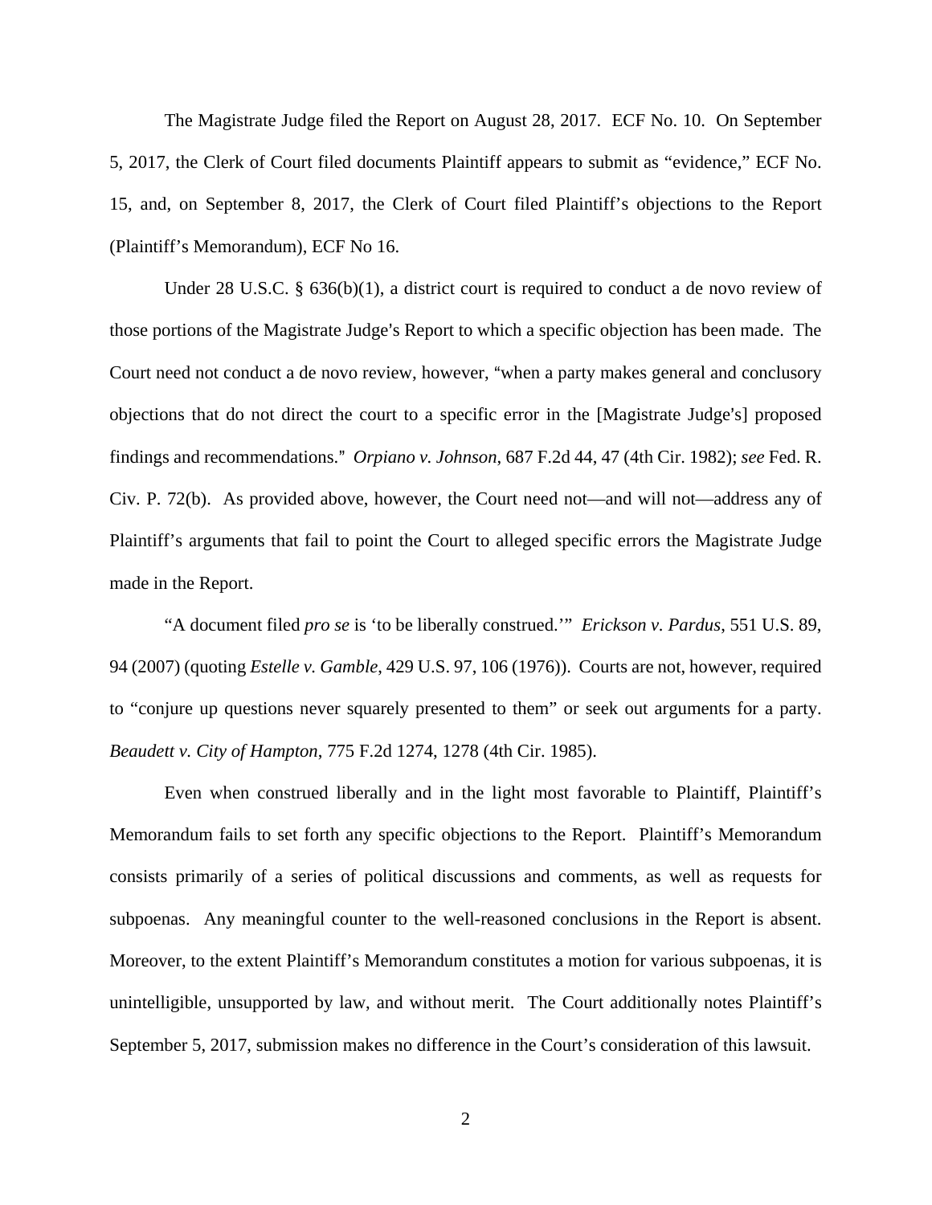The Magistrate Judge filed the Report on August 28, 2017. ECF No. 10. On September 5, 2017, the Clerk of Court filed documents Plaintiff appears to submit as "evidence," ECF No. 15, and, on September 8, 2017, the Clerk of Court filed Plaintiff's objections to the Report (Plaintiff's Memorandum), ECF No 16.

Under 28 U.S.C. § 636(b)(1), a district court is required to conduct a de novo review of those portions of the Magistrate Judge's Report to which a specific objection has been made. The Court need not conduct a de novo review, however, "when a party makes general and conclusory objections that do not direct the court to a specific error in the [Magistrate Judge's] proposed findings and recommendations." *Orpiano v. Johnson*, 687 F.2d 44, 47 (4th Cir. 1982); *see* Fed. R. Civ. P. 72(b). As provided above, however, the Court need not—and will not—address any of Plaintiff's arguments that fail to point the Court to alleged specific errors the Magistrate Judge made in the Report.

"A document filed *pro se* is 'to be liberally construed.'" *Erickson v. Pardus*, 551 U.S. 89, 94 (2007) (quoting *Estelle v. Gamble*, 429 U.S. 97, 106 (1976)). Courts are not, however, required to "conjure up questions never squarely presented to them" or seek out arguments for a party. *Beaudett v. City of Hampton*, 775 F.2d 1274, 1278 (4th Cir. 1985).

Even when construed liberally and in the light most favorable to Plaintiff, Plaintiff's Memorandum fails to set forth any specific objections to the Report. Plaintiff's Memorandum consists primarily of a series of political discussions and comments, as well as requests for subpoenas. Any meaningful counter to the well-reasoned conclusions in the Report is absent. Moreover, to the extent Plaintiff's Memorandum constitutes a motion for various subpoenas, it is unintelligible, unsupported by law, and without merit. The Court additionally notes Plaintiff's September 5, 2017, submission makes no difference in the Court's consideration of this lawsuit.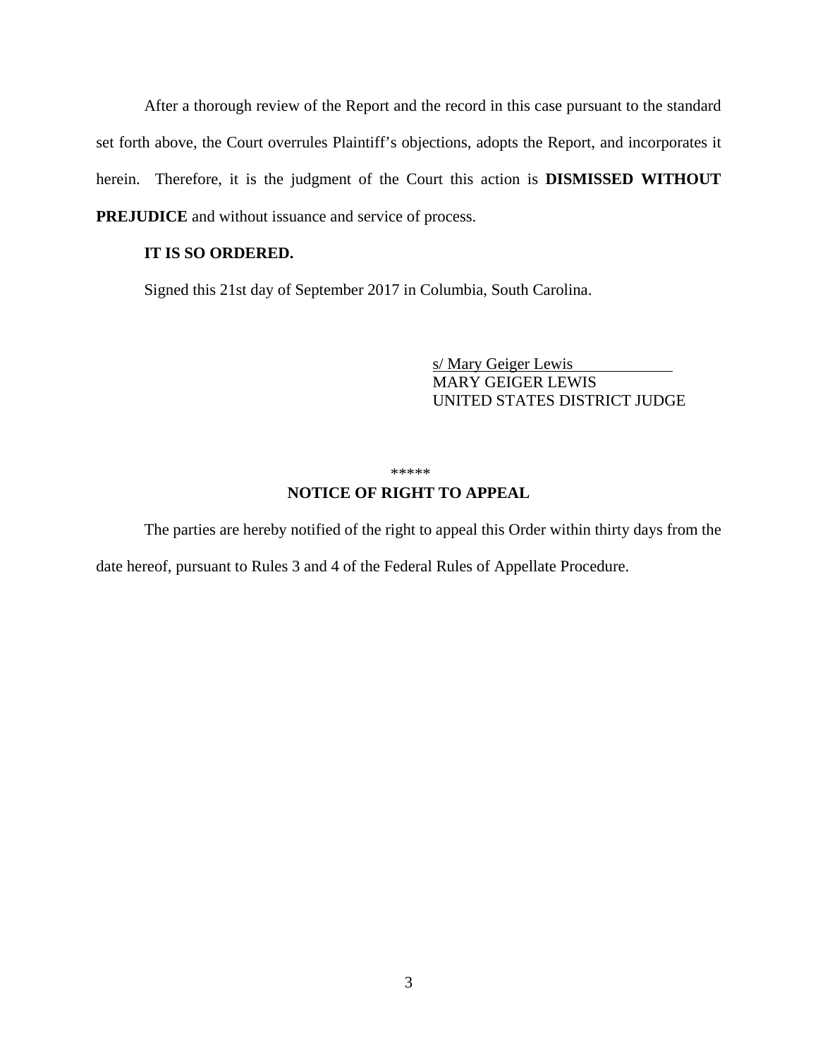After a thorough review of the Report and the record in this case pursuant to the standard set forth above, the Court overrules Plaintiff's objections, adopts the Report, and incorporates it herein. Therefore, it is the judgment of the Court this action is **DISMISSED WITHOUT PREJUDICE** and without issuance and service of process.

**IT IS SO ORDERED.**

Signed this 21st day of September 2017 in Columbia, South Carolina.

s/ Mary Geiger Lewis
MARY GEIGER LEWIS
UNITED STATES DISTRICT JUDGE

*****

**NOTICE OF RIGHT TO APPEAL**

The parties are hereby notified of the right to appeal this Order within thirty days from the date hereof, pursuant to Rules 3 and 4 of the Federal Rules of Appellate Procedure.